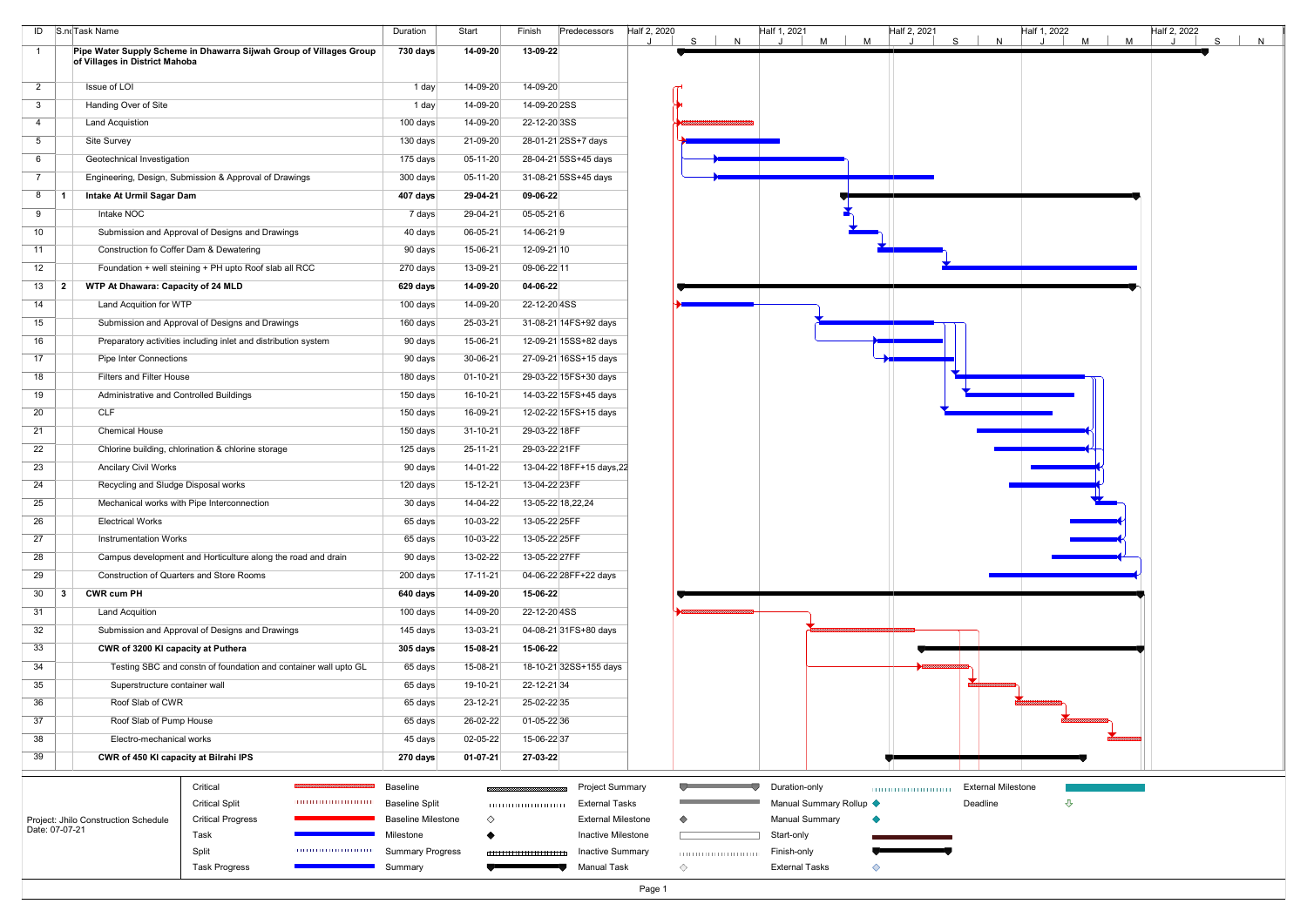| ID | S.no | Task Name | Duration | Start | Finish | Predecessors |
|---|---|---|---|---|---|---|
| 1 | | **Pipe Water Supply Scheme in Dhawarra Sijwah Group of Villages Group of Villages in District Mahoba** | **730 days** | **14-09-20** | **13-09-22** | |
| 2 | | Issue of LOI | 1 day | 14-09-20 | 14-09-20 | |
| 3 | | Handing Over of Site | 1 day | 14-09-20 | 14-09-20 | 2SS |
| 4 | | Land Acquistion | 100 days | 14-09-20 | 22-12-20 | 3SS |
| 5 | | Site Survey | 130 days | 21-09-20 | 28-01-21 | 2SS+7 days |
| 6 | | Geotechnical Investigation | 175 days | 05-11-20 | 28-04-21 | 5SS+45 days |
| 7 | | Engineering, Design, Submission & Approval of Drawings | 300 days | 05-11-20 | 31-08-21 | 5SS+45 days |
| 8 | 1 | **Intake At Urmil Sagar Dam** | **407 days** | **29-04-21** | **09-06-22** | |
| 9 | | Intake NOC | 7 days | 29-04-21 | 05-05-21 | 6 |
| 10 | | Submission and Approval of Designs and Drawings | 40 days | 06-05-21 | 14-06-21 | 9 |
| 11 | | Construction fo Coffer Dam & Dewatering | 90 days | 15-06-21 | 12-09-21 | 10 |
| 12 | | Foundation + well steining + PH upto Roof slab all RCC | 270 days | 13-09-21 | 09-06-22 | 11 |
| 13 | 2 | **WTP At Dhawara: Capacity of 24 MLD** | **629 days** | **14-09-20** | **04-06-22** | |
| 14 | | Land Acquition for WTP | 100 days | 14-09-20 | 22-12-20 | 4SS |
| 15 | | Submission and Approval of Designs and Drawings | 160 days | 25-03-21 | 31-08-21 | 14FS+92 days |
| 16 | | Preparatory activities including inlet and distribution system | 90 days | 15-06-21 | 12-09-21 | 15SS+82 days |
| 17 | | Pipe Inter Connections | 90 days | 30-06-21 | 27-09-21 | 16SS+15 days |
| 18 | | Filters and Filter House | 180 days | 01-10-21 | 29-03-22 | 15FS+30 days |
| 19 | | Administrative and Controlled Buildings | 150 days | 16-10-21 | 14-03-22 | 15FS+45 days |
| 20 | | CLF | 150 days | 16-09-21 | 12-02-22 | 15FS+15 days |
| 21 | | Chemical House | 150 days | 31-10-21 | 29-03-22 | 18FF |
| 22 | | Chlorine building, chlorination & chlorine storage | 125 days | 25-11-21 | 29-03-22 | 21FF |
| 23 | | Ancilary Civil Works | 90 days | 14-01-22 | 13-04-22 | 18FF+15 days,22 |
| 24 | | Recycling and Sludge Disposal works | 120 days | 15-12-21 | 13-04-22 | 23FF |
| 25 | | Mechanical works with Pipe Interconnection | 30 days | 14-04-22 | 13-05-22 | 18,22,24 |
| 26 | | Electrical Works | 65 days | 10-03-22 | 13-05-22 | 25FF |
| 27 | | Instrumentation Works | 65 days | 10-03-22 | 13-05-22 | 25FF |
| 28 | | Campus development and Horticulture along the road and drain | 90 days | 13-02-22 | 13-05-22 | 27FF |
| 29 | | Construction of Quarters and Store Rooms | 200 days | 17-11-21 | 04-06-22 | 28FF+22 days |
| 30 | 3 | **CWR cum PH** | **640 days** | **14-09-20** | **15-06-22** | |
| 31 | | Land Acquition | 100 days | 14-09-20 | 22-12-20 | 4SS |
| 32 | | Submission and Approval of Designs and Drawings | 145 days | 13-03-21 | 04-08-21 | 31FS+80 days |
| 33 | | **CWR of 3200 Kl capacity at Puthera** | **305 days** | **15-08-21** | **15-06-22** | |
| 34 | | Testing SBC and constn of foundation and container wall upto GL | 65 days | 15-08-21 | 18-10-21 | 32SS+155 days |
| 35 | | Superstructure container wall | 65 days | 19-10-21 | 22-12-21 | 34 |
| 36 | | Roof Slab of CWR | 65 days | 23-12-21 | 25-02-22 | 35 |
| 37 | | Roof Slab of Pump House | 65 days | 26-02-22 | 01-05-22 | 36 |
| 38 | | Electro-mechanical works | 45 days | 02-05-22 | 15-06-22 | 37 |
| 39 | | **CWR of 450 Kl capacity at Bilrahi IPS** | **270 days** | **01-07-21** | **27-03-22** | |

Project: Jhilo Construction Schedule
Date: 07-07-21

Legend: Critical, Critical Split, Critical Progress, Task, Split, Task Progress, Baseline, Baseline Split, Baseline Milestone, Milestone, Summary Progress, Summary, Project Summary, External Tasks, External Milestone, Inactive Milestone, Inactive Summary, Manual Task, Duration-only, Manual Summary Rollup, Manual Summary, Start-only, Finish-only, External Tasks, External Milestone, Deadline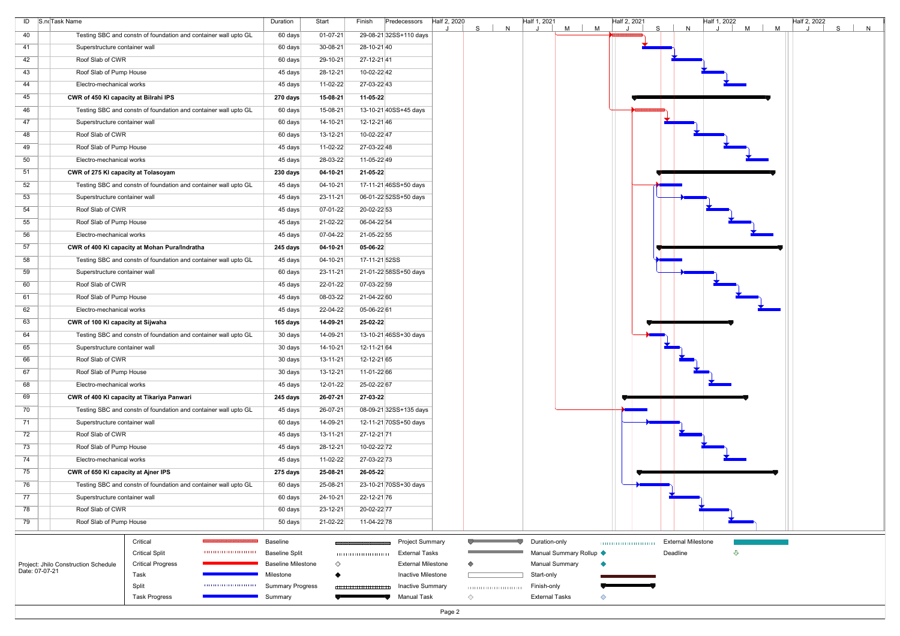| ID | S.no | Task Name | Duration | Start | Finish | Predecessors |
|---|---|---|---|---|---|---|
| 40 | | Testing SBC and constn of foundation and container wall upto GL | 60 days | 01-07-21 | 29-08-21 | 32SS+110 days |
| 41 | | Superstructure container wall | 60 days | 30-08-21 | 28-10-21 | 40 |
| 42 | | Roof Slab of CWR | 60 days | 29-10-21 | 27-12-21 | 41 |
| 43 | | Roof Slab of Pump House | 45 days | 28-12-21 | 10-02-22 | 42 |
| 44 | | Electro-mechanical works | 45 days | 11-02-22 | 27-03-22 | 43 |
| 45 | | **CWR of 450 Kl capacity at Bilrahi IPS** | **270 days** | **15-08-21** | **11-05-22** | |
| 46 | | Testing SBC and constn of foundation and container wall upto GL | 60 days | 15-08-21 | 13-10-21 | 40SS+45 days |
| 47 | | Superstructure container wall | 60 days | 14-10-21 | 12-12-21 | 46 |
| 48 | | Roof Slab of CWR | 60 days | 13-12-21 | 10-02-22 | 47 |
| 49 | | Roof Slab of Pump House | 45 days | 11-02-22 | 27-03-22 | 48 |
| 50 | | Electro-mechanical works | 45 days | 28-03-22 | 11-05-22 | 49 |
| 51 | | **CWR of 275 Kl capacity at Tolasoyam** | **230 days** | **04-10-21** | **21-05-22** | |
| 52 | | Testing SBC and constn of foundation and container wall upto GL | 45 days | 04-10-21 | 17-11-21 | 46SS+50 days |
| 53 | | Superstructure container wall | 45 days | 23-11-21 | 06-01-22 | 52SS+50 days |
| 54 | | Roof Slab of CWR | 45 days | 07-01-22 | 20-02-22 | 53 |
| 55 | | Roof Slab of Pump House | 45 days | 21-02-22 | 06-04-22 | 54 |
| 56 | | Electro-mechanical works | 45 days | 07-04-22 | 21-05-22 | 55 |
| 57 | | **CWR of 400 Kl capacity at Mohan Pura/Indratha** | **245 days** | **04-10-21** | **05-06-22** | |
| 58 | | Testing SBC and constn of foundation and container wall upto GL | 45 days | 04-10-21 | 17-11-21 | 52SS |
| 59 | | Superstructure container wall | 60 days | 23-11-21 | 21-01-22 | 58SS+50 days |
| 60 | | Roof Slab of CWR | 45 days | 22-01-22 | 07-03-22 | 59 |
| 61 | | Roof Slab of Pump House | 45 days | 08-03-22 | 21-04-22 | 60 |
| 62 | | Electro-mechanical works | 45 days | 22-04-22 | 05-06-22 | 61 |
| 63 | | **CWR of 100 Kl capacity at Sijwaha** | **165 days** | **14-09-21** | **25-02-22** | |
| 64 | | Testing SBC and constn of foundation and container wall upto GL | 30 days | 14-09-21 | 13-10-21 | 46SS+30 days |
| 65 | | Superstructure container wall | 30 days | 14-10-21 | 12-11-21 | 64 |
| 66 | | Roof Slab of CWR | 30 days | 13-11-21 | 12-12-21 | 65 |
| 67 | | Roof Slab of Pump House | 30 days | 13-12-21 | 11-01-22 | 66 |
| 68 | | Electro-mechanical works | 45 days | 12-01-22 | 25-02-22 | 67 |
| 69 | | **CWR of 400 Kl capacity at Tikariya Panwari** | **245 days** | **26-07-21** | **27-03-22** | |
| 70 | | Testing SBC and constn of foundation and container wall upto GL | 45 days | 26-07-21 | 08-09-21 | 32SS+135 days |
| 71 | | Superstructure container wall | 60 days | 14-09-21 | 12-11-21 | 70SS+50 days |
| 72 | | Roof Slab of CWR | 45 days | 13-11-21 | 27-12-21 | 71 |
| 73 | | Roof Slab of Pump House | 45 days | 28-12-21 | 10-02-22 | 72 |
| 74 | | Electro-mechanical works | 45 days | 11-02-22 | 27-03-22 | 73 |
| 75 | | **CWR of 650 Kl capacity at Ajner IPS** | **275 days** | **25-08-21** | **26-05-22** | |
| 76 | | Testing SBC and constn of foundation and container wall upto GL | 60 days | 25-08-21 | 23-10-21 | 70SS+30 days |
| 77 | | Superstructure container wall | 60 days | 24-10-21 | 22-12-21 | 76 |
| 78 | | Roof Slab of CWR | 60 days | 23-12-21 | 20-02-22 | 77 |
| 79 | | Roof Slab of Pump House | 50 days | 21-02-22 | 11-04-22 | 78 |

Project: Jhilo Construction Schedule
Date: 07-07-21

Legend: Critical, Critical Split, Critical Progress, Task, Split, Task Progress, Baseline, Baseline Split, Baseline Milestone, Milestone, Summary Progress, Summary, Project Summary, External Tasks, External Milestone, Inactive Milestone, Inactive Summary, Manual Task, Duration-only, Manual Summary Rollup, Manual Summary, Start-only, Finish-only, External Tasks, External Milestone, Deadline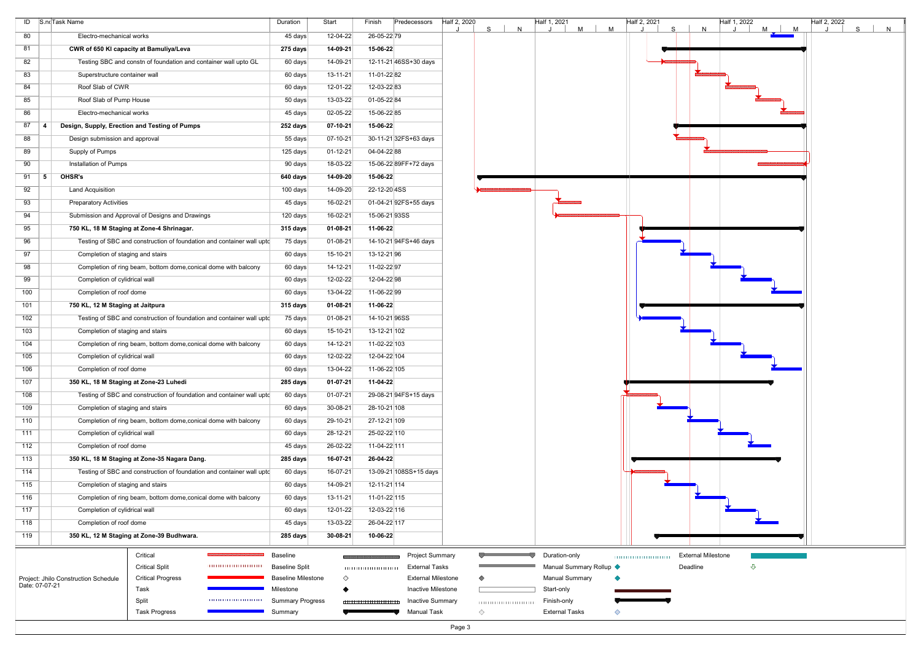| ID | S.no | Task Name | Duration | Start | Finish | Predecessors |
|---|---|---|---|---|---|---|
| 80 | | Electro-mechanical works | 45 days | 12-04-22 | 26-05-22 | 79 |
| 81 | | **CWR of 650 Kl capacity at Bamuliya/Leva** | **275 days** | **14-09-21** | **15-06-22** | |
| 82 | | Testing SBC and constn of foundation and container wall upto GL | 60 days | 14-09-21 | 12-11-21 | 46SS+30 days |
| 83 | | Superstructure container wall | 60 days | 13-11-21 | 11-01-22 | 82 |
| 84 | | Roof Slab of CWR | 60 days | 12-01-22 | 12-03-22 | 83 |
| 85 | | Roof Slab of Pump House | 50 days | 13-03-22 | 01-05-22 | 84 |
| 86 | | Electro-mechanical works | 45 days | 02-05-22 | 15-06-22 | 85 |
| 87 | **4** | **Design, Supply, Erection and Testing of Pumps** | **252 days** | **07-10-21** | **15-06-22** | |
| 88 | | Design submission and approval | 55 days | 07-10-21 | 30-11-21 | 32FS+63 days |
| 89 | | Supply of Pumps | 125 days | 01-12-21 | 04-04-22 | 88 |
| 90 | | Installation of Pumps | 90 days | 18-03-22 | 15-06-22 | 89FF+72 days |
| 91 | **5** | **OHSR's** | **640 days** | **14-09-20** | **15-06-22** | |
| 92 | | Land Acquisition | 100 days | 14-09-20 | 22-12-20 | 4SS |
| 93 | | Preparatory Activities | 45 days | 16-02-21 | 01-04-21 | 92FS+55 days |
| 94 | | Submission and Approval of Designs and Drawings | 120 days | 16-02-21 | 15-06-21 | 93SS |
| 95 | | **750 KL, 18 M Staging at Zone-4 Shrinagar.** | **315 days** | **01-08-21** | **11-06-22** | |
| 96 | | Testing of SBC and construction of foundation and container wall uptc | 75 days | 01-08-21 | 14-10-21 | 94FS+46 days |
| 97 | | Completion of staging and stairs | 60 days | 15-10-21 | 13-12-21 | 96 |
| 98 | | Completion of ring beam, bottom dome,conical dome with balcony | 60 days | 14-12-21 | 11-02-22 | 97 |
| 99 | | Completion of cylidrical wall | 60 days | 12-02-22 | 12-04-22 | 98 |
| 100 | | Completion of roof dome | 60 days | 13-04-22 | 11-06-22 | 99 |
| 101 | | **750 KL, 12 M Staging at Jaitpura** | **315 days** | **01-08-21** | **11-06-22** | |
| 102 | | Testing of SBC and construction of foundation and container wall uptc | 75 days | 01-08-21 | 14-10-21 | 96SS |
| 103 | | Completion of staging and stairs | 60 days | 15-10-21 | 13-12-21 | 102 |
| 104 | | Completion of ring beam, bottom dome,conical dome with balcony | 60 days | 14-12-21 | 11-02-22 | 103 |
| 105 | | Completion of cylidrical wall | 60 days | 12-02-22 | 12-04-22 | 104 |
| 106 | | Completion of roof dome | 60 days | 13-04-22 | 11-06-22 | 105 |
| 107 | | **350 KL, 18 M Staging at Zone-23 Luhedi** | **285 days** | **01-07-21** | **11-04-22** | |
| 108 | | Testing of SBC and construction of foundation and container wall uptc | 60 days | 01-07-21 | 29-08-21 | 94FS+15 days |
| 109 | | Completion of staging and stairs | 60 days | 30-08-21 | 28-10-21 | 108 |
| 110 | | Completion of ring beam, bottom dome,conical dome with balcony | 60 days | 29-10-21 | 27-12-21 | 109 |
| 111 | | Completion of cylidrical wall | 60 days | 28-12-21 | 25-02-22 | 110 |
| 112 | | Completion of roof dome | 45 days | 26-02-22 | 11-04-22 | 111 |
| 113 | | **350 KL, 18 M Staging at Zone-35 Nagara Dang.** | **285 days** | **16-07-21** | **26-04-22** | |
| 114 | | Testing of SBC and construction of foundation and container wall uptc | 60 days | 16-07-21 | 13-09-21 | 108SS+15 days |
| 115 | | Completion of staging and stairs | 60 days | 14-09-21 | 12-11-21 | 114 |
| 116 | | Completion of ring beam, bottom dome,conical dome with balcony | 60 days | 13-11-21 | 11-01-22 | 115 |
| 117 | | Completion of cylidrical wall | 60 days | 12-01-22 | 12-03-22 | 116 |
| 118 | | Completion of roof dome | 45 days | 13-03-22 | 26-04-22 | 117 |
| 119 | | **350 KL, 12 M Staging at Zone-39 Budhwara.** | **285 days** | **30-08-21** | **10-06-22** | |

Project: Jhilo Construction Schedule
Date: 07-07-21

Legend: Critical, Critical Split, Critical Progress, Task, Split, Task Progress, Baseline, Baseline Split, Baseline Milestone, Milestone, Summary Progress, Summary, Project Summary, External Tasks, External Milestone, Inactive Milestone, Inactive Summary, Manual Task, Duration-only, Manual Summary Rollup, Manual Summary, Start-only, Finish-only, External Tasks, External Milestone, Deadline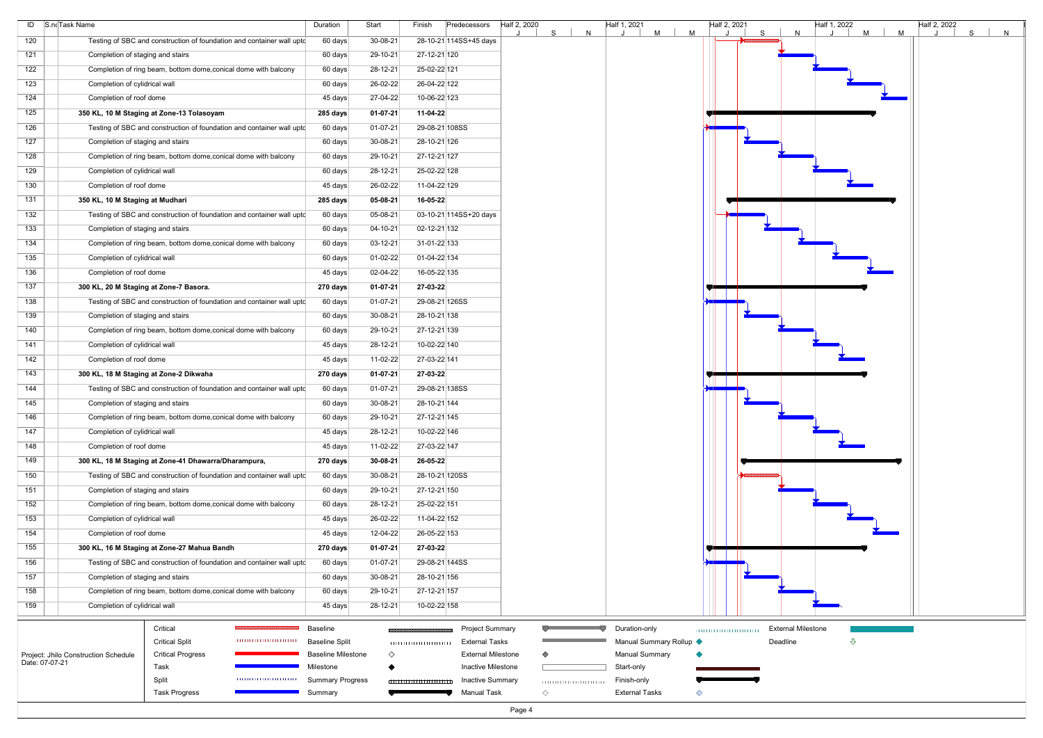| ID | S.no | Task Name | Duration | Start | Finish | Predecessors |
|---|---|---|---|---|---|---|
| 120 | | Testing of SBC and construction of foundation and container wall uptc | 60 days | 30-08-21 | 28-10-21 | 114SS+45 days |
| 121 | | Completion of staging and stairs | 60 days | 29-10-21 | 27-12-21 | 120 |
| 122 | | Completion of ring beam, bottom dome,conical dome with balcony | 60 days | 28-12-21 | 25-02-22 | 121 |
| 123 | | Completion of cylidrical wall | 60 days | 26-02-22 | 26-04-22 | 122 |
| 124 | | Completion of roof dome | 45 days | 27-04-22 | 10-06-22 | 123 |
| 125 | | **350 KL, 10 M Staging at Zone-13 Tolasoyam** | **285 days** | **01-07-21** | **11-04-22** | |
| 126 | | Testing of SBC and construction of foundation and container wall uptc | 60 days | 01-07-21 | 29-08-21 | 108SS |
| 127 | | Completion of staging and stairs | 60 days | 30-08-21 | 28-10-21 | 126 |
| 128 | | Completion of ring beam, bottom dome,conical dome with balcony | 60 days | 29-10-21 | 27-12-21 | 127 |
| 129 | | Completion of cylidrical wall | 60 days | 28-12-21 | 25-02-22 | 128 |
| 130 | | Completion of roof dome | 45 days | 26-02-22 | 11-04-22 | 129 |
| 131 | | **350 KL, 10 M Staging at Mudhari** | **285 days** | **05-08-21** | **16-05-22** | |
| 132 | | Testing of SBC and construction of foundation and container wall uptc | 60 days | 05-08-21 | 03-10-21 | 114SS+20 days |
| 133 | | Completion of staging and stairs | 60 days | 04-10-21 | 02-12-21 | 132 |
| 134 | | Completion of ring beam, bottom dome,conical dome with balcony | 60 days | 03-12-21 | 31-01-22 | 133 |
| 135 | | Completion of cylidrical wall | 60 days | 01-02-22 | 01-04-22 | 134 |
| 136 | | Completion of roof dome | 45 days | 02-04-22 | 16-05-22 | 135 |
| 137 | | **300 KL, 20 M Staging at Zone-7 Basora.** | **270 days** | **01-07-21** | **27-03-22** | |
| 138 | | Testing of SBC and construction of foundation and container wall uptc | 60 days | 01-07-21 | 29-08-21 | 126SS |
| 139 | | Completion of staging and stairs | 60 days | 30-08-21 | 28-10-21 | 138 |
| 140 | | Completion of ring beam, bottom dome,conical dome with balcony | 60 days | 29-10-21 | 27-12-21 | 139 |
| 141 | | Completion of cylidrical wall | 45 days | 28-12-21 | 10-02-22 | 140 |
| 142 | | Completion of roof dome | 45 days | 11-02-22 | 27-03-22 | 141 |
| 143 | | **300 KL, 18 M Staging at Zone-2 Dikwaha** | **270 days** | **01-07-21** | **27-03-22** | |
| 144 | | Testing of SBC and construction of foundation and container wall uptc | 60 days | 01-07-21 | 29-08-21 | 138SS |
| 145 | | Completion of staging and stairs | 60 days | 30-08-21 | 28-10-21 | 144 |
| 146 | | Completion of ring beam, bottom dome,conical dome with balcony | 60 days | 29-10-21 | 27-12-21 | 145 |
| 147 | | Completion of cylidrical wall | 45 days | 28-12-21 | 10-02-22 | 146 |
| 148 | | Completion of roof dome | 45 days | 11-02-22 | 27-03-22 | 147 |
| 149 | | **300 KL, 18 M Staging at Zone-41 Dhawarra/Dharampura,** | **270 days** | **30-08-21** | **26-05-22** | |
| 150 | | Testing of SBC and construction of foundation and container wall uptc | 60 days | 30-08-21 | 28-10-21 | 120SS |
| 151 | | Completion of staging and stairs | 60 days | 29-10-21 | 27-12-21 | 150 |
| 152 | | Completion of ring beam, bottom dome,conical dome with balcony | 60 days | 28-12-21 | 25-02-22 | 151 |
| 153 | | Completion of cylidrical wall | 45 days | 26-02-22 | 11-04-22 | 152 |
| 154 | | Completion of roof dome | 45 days | 12-04-22 | 26-05-22 | 153 |
| 155 | | **300 KL, 16 M Staging at Zone-27 Mahua Bandh** | **270 days** | **01-07-21** | **27-03-22** | |
| 156 | | Testing of SBC and construction of foundation and container wall uptc | 60 days | 01-07-21 | 29-08-21 | 144SS |
| 157 | | Completion of staging and stairs | 60 days | 30-08-21 | 28-10-21 | 156 |
| 158 | | Completion of ring beam, bottom dome,conical dome with balcony | 60 days | 29-10-21 | 27-12-21 | 157 |
| 159 | | Completion of cylidrical wall | 45 days | 28-12-21 | 10-02-22 | 158 |

Project: Jhilo Construction Schedule
Date: 07-07-21

Legend: Critical, Critical Split, Critical Progress, Task, Split, Task Progress, Baseline, Baseline Split, Baseline Milestone, Milestone, Summary Progress, Summary, Project Summary, External Tasks, External Milestone, Inactive Milestone, Inactive Summary, Manual Task, Duration-only, Manual Summary Rollup, Manual Summary, Start-only, Finish-only, External Tasks, External Milestone, Deadline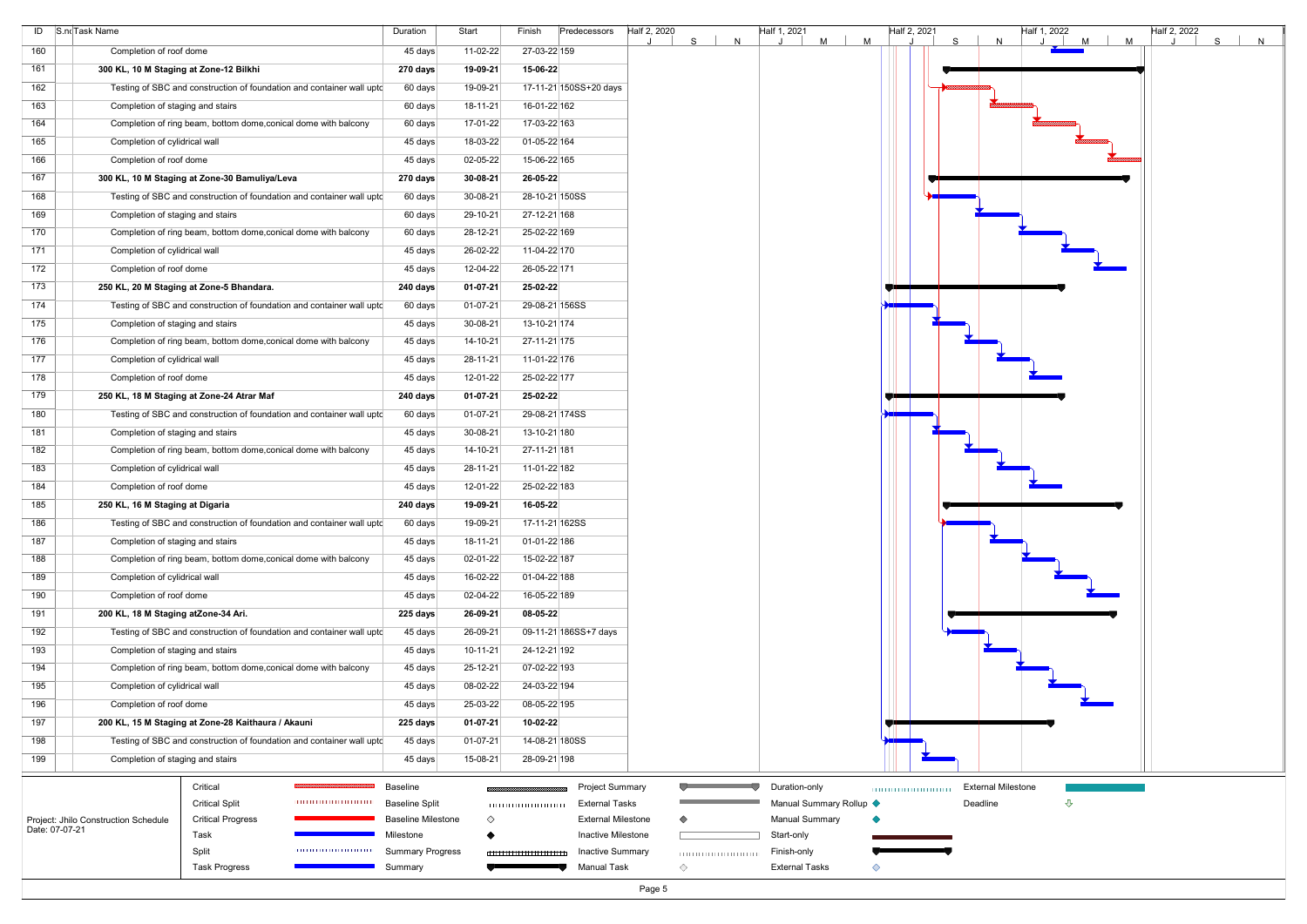| ID | S.no | Task Name | Duration | Start | Finish | Predecessors |
|---|---|---|---|---|---|---|
| 160 | | Completion of roof dome | 45 days | 11-02-22 | 27-03-22 | 159 |
| 161 | | **300 KL, 10 M Staging at Zone-12 Bilkhi** | **270 days** | **19-09-21** | **15-06-22** | |
| 162 | | Testing of SBC and construction of foundation and container wall uptc | 60 days | 19-09-21 | 17-11-21 | 150SS+20 days |
| 163 | | Completion of staging and stairs | 60 days | 18-11-21 | 16-01-22 | 162 |
| 164 | | Completion of ring beam, bottom dome,conical dome with balcony | 60 days | 17-01-22 | 17-03-22 | 163 |
| 165 | | Completion of cylidrical wall | 45 days | 18-03-22 | 01-05-22 | 164 |
| 166 | | Completion of roof dome | 45 days | 02-05-22 | 15-06-22 | 165 |
| 167 | | **300 KL, 10 M Staging at Zone-30 Bamuliya/Leva** | **270 days** | **30-08-21** | **26-05-22** | |
| 168 | | Testing of SBC and construction of foundation and container wall uptc | 60 days | 30-08-21 | 28-10-21 | 150SS |
| 169 | | Completion of staging and stairs | 60 days | 29-10-21 | 27-12-21 | 168 |
| 170 | | Completion of ring beam, bottom dome,conical dome with balcony | 60 days | 28-12-21 | 25-02-22 | 169 |
| 171 | | Completion of cylidrical wall | 45 days | 26-02-22 | 11-04-22 | 170 |
| 172 | | Completion of roof dome | 45 days | 12-04-22 | 26-05-22 | 171 |
| 173 | | **250 KL, 20 M Staging at Zone-5 Bhandara.** | **240 days** | **01-07-21** | **25-02-22** | |
| 174 | | Testing of SBC and construction of foundation and container wall uptc | 60 days | 01-07-21 | 29-08-21 | 156SS |
| 175 | | Completion of staging and stairs | 45 days | 30-08-21 | 13-10-21 | 174 |
| 176 | | Completion of ring beam, bottom dome,conical dome with balcony | 45 days | 14-10-21 | 27-11-21 | 175 |
| 177 | | Completion of cylidrical wall | 45 days | 28-11-21 | 11-01-22 | 176 |
| 178 | | Completion of roof dome | 45 days | 12-01-22 | 25-02-22 | 177 |
| 179 | | **250 KL, 18 M Staging at Zone-24 Atrar Maf** | **240 days** | **01-07-21** | **25-02-22** | |
| 180 | | Testing of SBC and construction of foundation and container wall uptc | 60 days | 01-07-21 | 29-08-21 | 174SS |
| 181 | | Completion of staging and stairs | 45 days | 30-08-21 | 13-10-21 | 180 |
| 182 | | Completion of ring beam, bottom dome,conical dome with balcony | 45 days | 14-10-21 | 27-11-21 | 181 |
| 183 | | Completion of cylidrical wall | 45 days | 28-11-21 | 11-01-22 | 182 |
| 184 | | Completion of roof dome | 45 days | 12-01-22 | 25-02-22 | 183 |
| 185 | | **250 KL, 16 M Staging at Digaria** | **240 days** | **19-09-21** | **16-05-22** | |
| 186 | | Testing of SBC and construction of foundation and container wall uptc | 60 days | 19-09-21 | 17-11-21 | 162SS |
| 187 | | Completion of staging and stairs | 45 days | 18-11-21 | 01-01-22 | 186 |
| 188 | | Completion of ring beam, bottom dome,conical dome with balcony | 45 days | 02-01-22 | 15-02-22 | 187 |
| 189 | | Completion of cylidrical wall | 45 days | 16-02-22 | 01-04-22 | 188 |
| 190 | | Completion of roof dome | 45 days | 02-04-22 | 16-05-22 | 189 |
| 191 | | **200 KL, 18 M Staging atZone-34 Ari.** | **225 days** | **26-09-21** | **08-05-22** | |
| 192 | | Testing of SBC and construction of foundation and container wall uptc | 45 days | 26-09-21 | 09-11-21 | 186SS+7 days |
| 193 | | Completion of staging and stairs | 45 days | 10-11-21 | 24-12-21 | 192 |
| 194 | | Completion of ring beam, bottom dome,conical dome with balcony | 45 days | 25-12-21 | 07-02-22 | 193 |
| 195 | | Completion of cylidrical wall | 45 days | 08-02-22 | 24-03-22 | 194 |
| 196 | | Completion of roof dome | 45 days | 25-03-22 | 08-05-22 | 195 |
| 197 | | **200 KL, 15 M Staging at Zone-28 Kaithaura / Akauni** | **225 days** | **01-07-21** | **10-02-22** | |
| 198 | | Testing of SBC and construction of foundation and container wall uptc | 45 days | 01-07-21 | 14-08-21 | 180SS |
| 199 | | Completion of staging and stairs | 45 days | 15-08-21 | 28-09-21 | 198 |

Project: Jhilo Construction Schedule
Date: 07-07-21

Legend: Critical, Critical Split, Critical Progress, Task, Split, Task Progress, Baseline, Baseline Split, Baseline Milestone, Milestone, Summary Progress, Summary, Project Summary, External Tasks, External Milestone, Inactive Milestone, Inactive Summary, Manual Task, Duration-only, Manual Summary Rollup, Manual Summary, Start-only, Finish-only, External Tasks, External Milestone, Deadline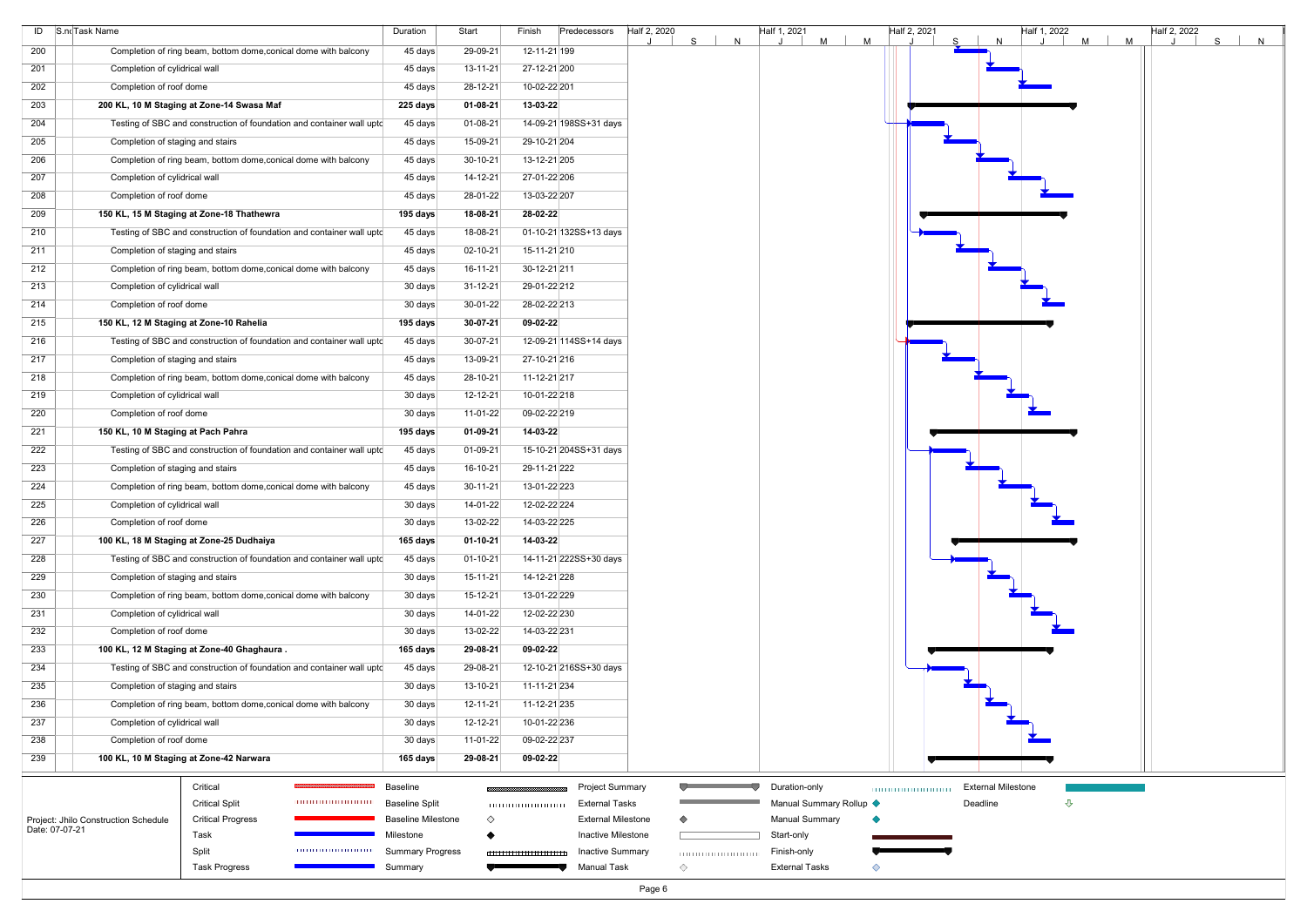| ID | S.no | Task Name | Duration | Start | Finish | Predecessors |
|---|---|---|---|---|---|---|
| 200 | | Completion of ring beam, bottom dome,conical dome with balcony | 45 days | 29-09-21 | 12-11-21 | 199 |
| 201 | | Completion of cylidrical wall | 45 days | 13-11-21 | 27-12-21 | 200 |
| 202 | | Completion of roof dome | 45 days | 28-12-21 | 10-02-22 | 201 |
| 203 | | **200 KL, 10 M Staging at Zone-14 Swasa Maf** | **225 days** | **01-08-21** | **13-03-22** | |
| 204 | | Testing of SBC and construction of foundation and container wall uptc | 45 days | 01-08-21 | 14-09-21 | 198SS+31 days |
| 205 | | Completion of staging and stairs | 45 days | 15-09-21 | 29-10-21 | 204 |
| 206 | | Completion of ring beam, bottom dome,conical dome with balcony | 45 days | 30-10-21 | 13-12-21 | 205 |
| 207 | | Completion of cylidrical wall | 45 days | 14-12-21 | 27-01-22 | 206 |
| 208 | | Completion of roof dome | 45 days | 28-01-22 | 13-03-22 | 207 |
| 209 | | **150 KL, 15 M Staging at Zone-18 Thathewra** | **195 days** | **18-08-21** | **28-02-22** | |
| 210 | | Testing of SBC and construction of foundation and container wall uptc | 45 days | 18-08-21 | 01-10-21 | 132SS+13 days |
| 211 | | Completion of staging and stairs | 45 days | 02-10-21 | 15-11-21 | 210 |
| 212 | | Completion of ring beam, bottom dome,conical dome with balcony | 45 days | 16-11-21 | 30-12-21 | 211 |
| 213 | | Completion of cylidrical wall | 30 days | 31-12-21 | 29-01-22 | 212 |
| 214 | | Completion of roof dome | 30 days | 30-01-22 | 28-02-22 | 213 |
| 215 | | **150 KL, 12 M Staging at Zone-10 Rahelia** | **195 days** | **30-07-21** | **09-02-22** | |
| 216 | | Testing of SBC and construction of foundation and container wall uptc | 45 days | 30-07-21 | 12-09-21 | 114SS+14 days |
| 217 | | Completion of staging and stairs | 45 days | 13-09-21 | 27-10-21 | 216 |
| 218 | | Completion of ring beam, bottom dome,conical dome with balcony | 45 days | 28-10-21 | 11-12-21 | 217 |
| 219 | | Completion of cylidrical wall | 30 days | 12-12-21 | 10-01-22 | 218 |
| 220 | | Completion of roof dome | 30 days | 11-01-22 | 09-02-22 | 219 |
| 221 | | **150 KL, 10 M Staging at Pach Pahra** | **195 days** | **01-09-21** | **14-03-22** | |
| 222 | | Testing of SBC and construction of foundation and container wall uptc | 45 days | 01-09-21 | 15-10-21 | 204SS+31 days |
| 223 | | Completion of staging and stairs | 45 days | 16-10-21 | 29-11-21 | 222 |
| 224 | | Completion of ring beam, bottom dome,conical dome with balcony | 45 days | 30-11-21 | 13-01-22 | 223 |
| 225 | | Completion of cylidrical wall | 30 days | 14-01-22 | 12-02-22 | 224 |
| 226 | | Completion of roof dome | 30 days | 13-02-22 | 14-03-22 | 225 |
| 227 | | **100 KL, 18 M Staging at Zone-25 Dudhaiya** | **165 days** | **01-10-21** | **14-03-22** | |
| 228 | | Testing of SBC and construction of foundation and container wall uptc | 45 days | 01-10-21 | 14-11-21 | 222SS+30 days |
| 229 | | Completion of staging and stairs | 30 days | 15-11-21 | 14-12-21 | 228 |
| 230 | | Completion of ring beam, bottom dome,conical dome with balcony | 30 days | 15-12-21 | 13-01-22 | 229 |
| 231 | | Completion of cylidrical wall | 30 days | 14-01-22 | 12-02-22 | 230 |
| 232 | | Completion of roof dome | 30 days | 13-02-22 | 14-03-22 | 231 |
| 233 | | **100 KL, 12 M Staging at Zone-40 Ghaghaura .** | **165 days** | **29-08-21** | **09-02-22** | |
| 234 | | Testing of SBC and construction of foundation and container wall uptc | 45 days | 29-08-21 | 12-10-21 | 216SS+30 days |
| 235 | | Completion of staging and stairs | 30 days | 13-10-21 | 11-11-21 | 234 |
| 236 | | Completion of ring beam, bottom dome,conical dome with balcony | 30 days | 12-11-21 | 11-12-21 | 235 |
| 237 | | Completion of cylidrical wall | 30 days | 12-12-21 | 10-01-22 | 236 |
| 238 | | Completion of roof dome | 30 days | 11-01-22 | 09-02-22 | 237 |
| 239 | | **100 KL, 10 M Staging at Zone-42 Narwara** | **165 days** | **29-08-21** | **09-02-22** | |

Project: Jhilo Construction Schedule
Date: 07-07-21

Legend: Critical, Critical Split, Critical Progress, Task, Split, Task Progress, Baseline, Baseline Split, Baseline Milestone, Milestone, Summary Progress, Summary, Project Summary, External Tasks, External Milestone, Inactive Milestone, Inactive Summary, Manual Task, Duration-only, Manual Summary Rollup, Manual Summary, Start-only, Finish-only, External Tasks, External Milestone, Deadline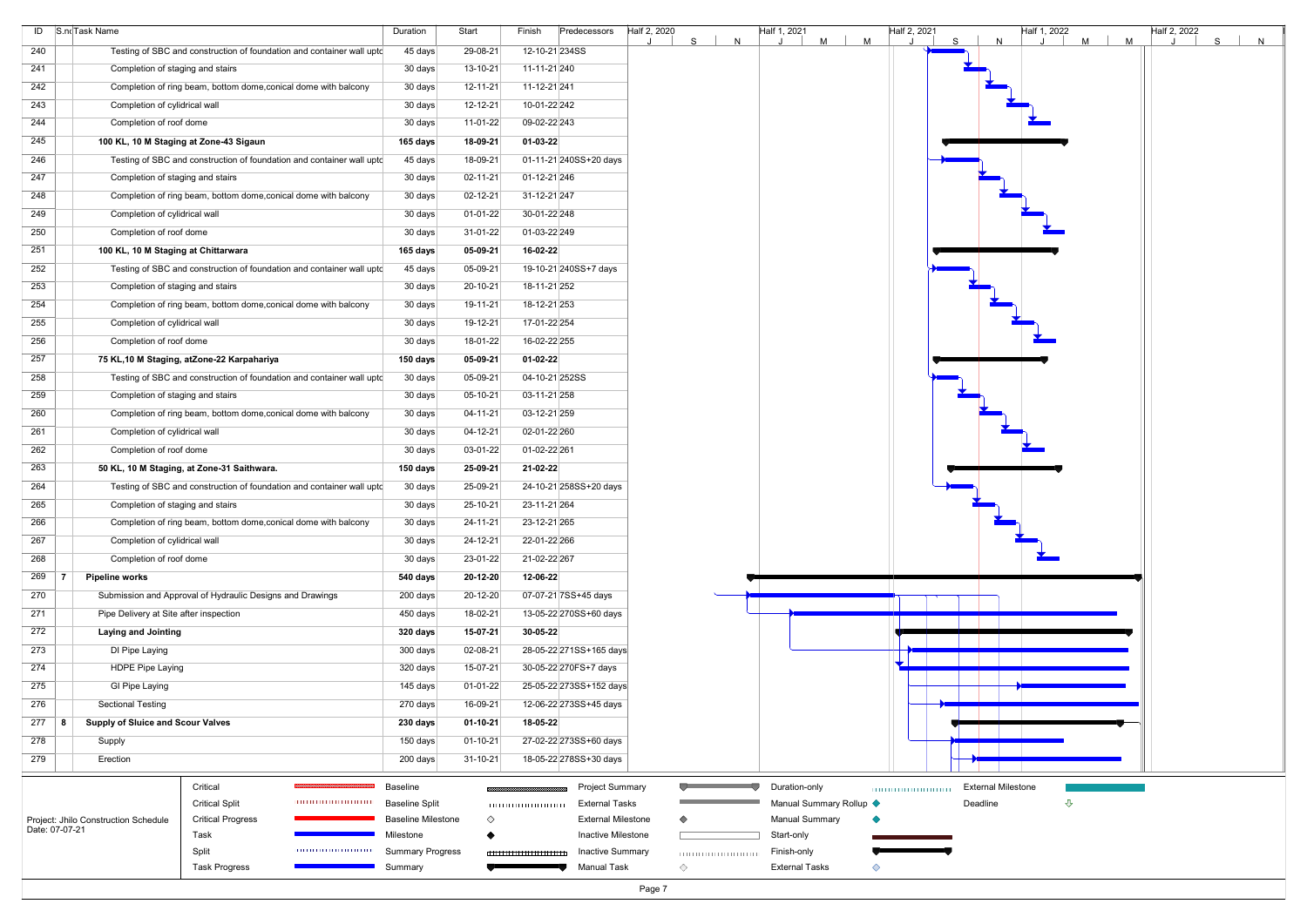| ID | S.no | Task Name | Duration | Start | Finish | Predecessors |
|---|---|---|---|---|---|---|
| 240 | | Testing of SBC and construction of foundation and container wall uptc | 45 days | 29-08-21 | 12-10-21 | 234SS |
| 241 | | Completion of staging and stairs | 30 days | 13-10-21 | 11-11-21 | 240 |
| 242 | | Completion of ring beam, bottom dome,conical dome with balcony | 30 days | 12-11-21 | 11-12-21 | 241 |
| 243 | | Completion of cylidrical wall | 30 days | 12-12-21 | 10-01-22 | 242 |
| 244 | | Completion of roof dome | 30 days | 11-01-22 | 09-02-22 | 243 |
| 245 | | **100 KL, 10 M Staging at Zone-43 Sigaun** | **165 days** | **18-09-21** | **01-03-22** | |
| 246 | | Testing of SBC and construction of foundation and container wall uptc | 45 days | 18-09-21 | 01-11-21 | 240SS+20 days |
| 247 | | Completion of staging and stairs | 30 days | 02-11-21 | 01-12-21 | 246 |
| 248 | | Completion of ring beam, bottom dome,conical dome with balcony | 30 days | 02-12-21 | 31-12-21 | 247 |
| 249 | | Completion of cylidrical wall | 30 days | 01-01-22 | 30-01-22 | 248 |
| 250 | | Completion of roof dome | 30 days | 31-01-22 | 01-03-22 | 249 |
| 251 | | **100 KL, 10 M Staging at Chittarwara** | **165 days** | **05-09-21** | **16-02-22** | |
| 252 | | Testing of SBC and construction of foundation and container wall uptc | 45 days | 05-09-21 | 19-10-21 | 240SS+7 days |
| 253 | | Completion of staging and stairs | 30 days | 20-10-21 | 18-11-21 | 252 |
| 254 | | Completion of ring beam, bottom dome,conical dome with balcony | 30 days | 19-11-21 | 18-12-21 | 253 |
| 255 | | Completion of cylidrical wall | 30 days | 19-12-21 | 17-01-22 | 254 |
| 256 | | Completion of roof dome | 30 days | 18-01-22 | 16-02-22 | 255 |
| 257 | | **75 KL,10 M Staging, atZone-22 Karpahariya** | **150 days** | **05-09-21** | **01-02-22** | |
| 258 | | Testing of SBC and construction of foundation and container wall uptc | 30 days | 05-09-21 | 04-10-21 | 252SS |
| 259 | | Completion of staging and stairs | 30 days | 05-10-21 | 03-11-21 | 258 |
| 260 | | Completion of ring beam, bottom dome,conical dome with balcony | 30 days | 04-11-21 | 03-12-21 | 259 |
| 261 | | Completion of cylidrical wall | 30 days | 04-12-21 | 02-01-22 | 260 |
| 262 | | Completion of roof dome | 30 days | 03-01-22 | 01-02-22 | 261 |
| 263 | | **50 KL, 10 M Staging, at Zone-31 Saithwara.** | **150 days** | **25-09-21** | **21-02-22** | |
| 264 | | Testing of SBC and construction of foundation and container wall uptc | 30 days | 25-09-21 | 24-10-21 | 258SS+20 days |
| 265 | | Completion of staging and stairs | 30 days | 25-10-21 | 23-11-21 | 264 |
| 266 | | Completion of ring beam, bottom dome,conical dome with balcony | 30 days | 24-11-21 | 23-12-21 | 265 |
| 267 | | Completion of cylidrical wall | 30 days | 24-12-21 | 22-01-22 | 266 |
| 268 | | Completion of roof dome | 30 days | 23-01-22 | 21-02-22 | 267 |
| 269 | 7 | **Pipeline works** | **540 days** | **20-12-20** | **12-06-22** | |
| 270 | | Submission and Approval of Hydraulic Designs and Drawings | 200 days | 20-12-20 | 07-07-21 | 7SS+45 days |
| 271 | | Pipe Delivery at Site after inspection | 450 days | 18-02-21 | 13-05-22 | 270SS+60 days |
| 272 | | **Laying and Jointing** | **320 days** | **15-07-21** | **30-05-22** | |
| 273 | | DI Pipe Laying | 300 days | 02-08-21 | 28-05-22 | 271SS+165 days |
| 274 | | HDPE Pipe Laying | 320 days | 15-07-21 | 30-05-22 | 270FS+7 days |
| 275 | | GI Pipe Laying | 145 days | 01-01-22 | 25-05-22 | 273SS+152 days |
| 276 | | Sectional Testing | 270 days | 16-09-21 | 12-06-22 | 273SS+45 days |
| 277 | 8 | **Supply of Sluice and Scour Valves** | **230 days** | **01-10-21** | **18-05-22** | |
| 278 | | Supply | 150 days | 01-10-21 | 27-02-22 | 273SS+60 days |
| 279 | | Erection | 200 days | 31-10-21 | 18-05-22 | 278SS+30 days |

Project: Jhilo Construction Schedule
Date: 07-07-21

Legend: Critical, Critical Split, Critical Progress, Task, Split, Task Progress, Baseline, Baseline Split, Baseline Milestone, Milestone, Summary Progress, Summary, Project Summary, External Tasks, External Milestone, Inactive Milestone, Inactive Summary, Manual Task, Duration-only, Manual Summary Rollup, Manual Summary, Start-only, Finish-only, External Tasks, External Milestone, Deadline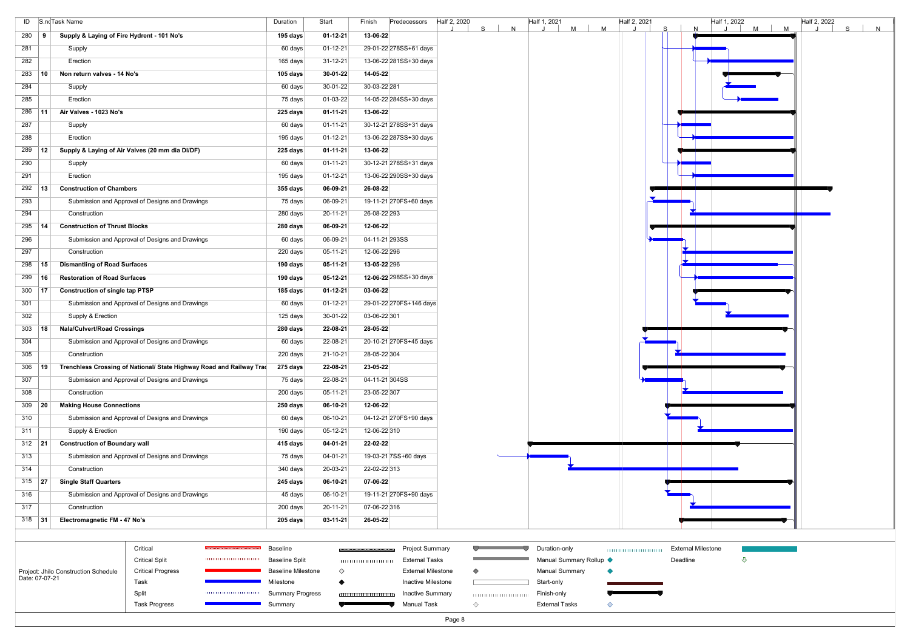| ID | S.no | Task Name | Duration | Start | Finish | Predecessors |
|---|---|---|---|---|---|---|
| 280 | 9 | **Supply & Laying of Fire Hydrent - 101 No's** | **195 days** | **01-12-21** | **13-06-22** | |
| 281 | | Supply | 60 days | 01-12-21 | 29-01-22 | 278SS+61 days |
| 282 | | Erection | 165 days | 31-12-21 | 13-06-22 | 281SS+30 days |
| 283 | 10 | **Non return valves - 14 No's** | **105 days** | **30-01-22** | **14-05-22** | |
| 284 | | Supply | 60 days | 30-01-22 | 30-03-22 | 281 |
| 285 | | Erection | 75 days | 01-03-22 | 14-05-22 | 284SS+30 days |
| 286 | 11 | **Air Valves - 1023 No's** | **225 days** | **01-11-21** | **13-06-22** | |
| 287 | | Supply | 60 days | 01-11-21 | 30-12-21 | 278SS+31 days |
| 288 | | Erection | 195 days | 01-12-21 | 13-06-22 | 287SS+30 days |
| 289 | 12 | **Supply & Laying of Air Valves (20 mm dia DI/DF)** | **225 days** | **01-11-21** | **13-06-22** | |
| 290 | | Supply | 60 days | 01-11-21 | 30-12-21 | 278SS+31 days |
| 291 | | Erection | 195 days | 01-12-21 | 13-06-22 | 290SS+30 days |
| 292 | 13 | **Construction of Chambers** | **355 days** | **06-09-21** | **26-08-22** | |
| 293 | | Submission and Approval of Designs and Drawings | 75 days | 06-09-21 | 19-11-21 | 270FS+60 days |
| 294 | | Construction | 280 days | 20-11-21 | 26-08-22 | 293 |
| 295 | 14 | **Construction of Thrust Blocks** | **280 days** | **06-09-21** | **12-06-22** | |
| 296 | | Submission and Approval of Designs and Drawings | 60 days | 06-09-21 | 04-11-21 | 293SS |
| 297 | | Construction | 220 days | 05-11-21 | 12-06-22 | 296 |
| 298 | 15 | **Dismantling of Road Surfaces** | **190 days** | **05-11-21** | **13-05-22** | 296 |
| 299 | 16 | **Restoration of Road Surfaces** | **190 days** | **05-12-21** | **12-06-22** | 298SS+30 days |
| 300 | 17 | **Construction of single tap PTSP** | **185 days** | **01-12-21** | **03-06-22** | |
| 301 | | Submission and Approval of Designs and Drawings | 60 days | 01-12-21 | 29-01-22 | 270FS+146 days |
| 302 | | Supply & Erection | 125 days | 30-01-22 | 03-06-22 | 301 |
| 303 | 18 | **Nala/Culvert/Road Crossings** | **280 days** | **22-08-21** | **28-05-22** | |
| 304 | | Submission and Approval of Designs and Drawings | 60 days | 22-08-21 | 20-10-21 | 270FS+45 days |
| 305 | | Construction | 220 days | 21-10-21 | 28-05-22 | 304 |
| 306 | 19 | **Trenchless Crossing of National/ State Highway Road and Railway Trac** | **275 days** | **22-08-21** | **23-05-22** | |
| 307 | | Submission and Approval of Designs and Drawings | 75 days | 22-08-21 | 04-11-21 | 304SS |
| 308 | | Construction | 200 days | 05-11-21 | 23-05-22 | 307 |
| 309 | 20 | **Making House Connections** | **250 days** | **06-10-21** | **12-06-22** | |
| 310 | | Submission and Approval of Designs and Drawings | 60 days | 06-10-21 | 04-12-21 | 270FS+90 days |
| 311 | | Supply & Erection | 190 days | 05-12-21 | 12-06-22 | 310 |
| 312 | 21 | **Construction of Boundary wall** | **415 days** | **04-01-21** | **22-02-22** | |
| 313 | | Submission and Approval of Designs and Drawings | 75 days | 04-01-21 | 19-03-21 | 7SS+60 days |
| 314 | | Construction | 340 days | 20-03-21 | 22-02-22 | 313 |
| 315 | 27 | **Single Staff Quarters** | **245 days** | **06-10-21** | **07-06-22** | |
| 316 | | Submission and Approval of Designs and Drawings | 45 days | 06-10-21 | 19-11-21 | 270FS+90 days |
| 317 | | Construction | 200 days | 20-11-21 | 07-06-22 | 316 |
| 318 | 31 | **Electromagnetic FM - 47 No's** | **205 days** | **03-11-21** | **26-05-22** | |

Project: Jhilo Construction Schedule
Date: 07-07-21

Legend: Critical, Critical Split, Critical Progress, Task, Split, Task Progress, Baseline, Baseline Split, Baseline Milestone, Milestone, Summary Progress, Summary, Project Summary, External Tasks, External Milestone, Inactive Milestone, Inactive Summary, Manual Task, Duration-only, Manual Summary Rollup, Manual Summary, Start-only, Finish-only, External Tasks, External Milestone, Deadline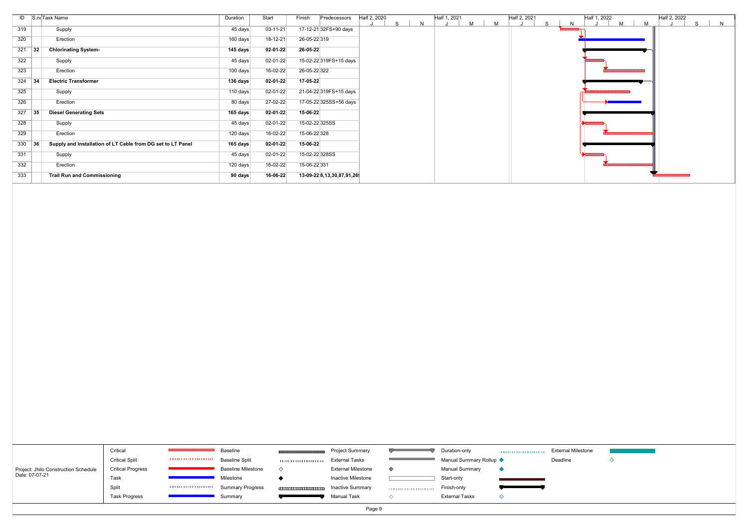| ID | S.no | Task Name | Duration | Start | Finish | Predecessors |
|---|---|---|---|---|---|---|
| 319 | | Supply | 45 days | 03-11-21 | 17-12-21 | 32FS+90 days |
| 320 | | Erection | 160 days | 18-12-21 | 26-05-22 | 319 |
| 321 | **32** | **Chlorinating System-** | **145 days** | **02-01-22** | **26-05-22** | |
| 322 | | Supply | 45 days | 02-01-22 | 15-02-22 | 319FS+15 days |
| 323 | | Erection | 100 days | 16-02-22 | 26-05-22 | 322 |
| 324 | **34** | **Electric Transformer** | **136 days** | **02-01-22** | **17-05-22** | |
| 325 | | Supply | 110 days | 02-01-22 | 21-04-22 | 319FS+15 days |
| 326 | | Erection | 80 days | 27-02-22 | 17-05-22 | 325SS+56 days |
| 327 | **35** | **Diesel Generating Sets** | **165 days** | **02-01-22** | **15-06-22** | |
| 328 | | Supply | 45 days | 02-01-22 | 15-02-22 | 325SS |
| 329 | | Erection | 120 days | 16-02-22 | 15-06-22 | 328 |
| 330 | **36** | **Supply and Installation of LT Cable from DG set to LT Panel** | **165 days** | **02-01-22** | **15-06-22** | |
| 331 | | Supply | 45 days | 02-01-22 | 15-02-22 | 328SS |
| 332 | | Erection | 120 days | 16-02-22 | 15-06-22 | 331 |
| 333 | | **Trail Run and Commissioning** | **90 days** | **16-06-22** | **13-09-22** | **8,13,30,87,91,26** |

Half 2, 2020 | Half 1, 2021 | Half 2, 2021 | Half 1, 2022 | Half 2, 2022
J S N J M M J S N J M M J S N

Project: Jhilo Construction Schedule
Date: 07-07-21

Critical | Critical Split | Critical Progress | Task | Split | Task Progress | Baseline | Baseline Split | Baseline Milestone | Milestone | Summary Progress | Summary | Project Summary | External Tasks | External Milestone | Inactive Milestone | Inactive Summary | Manual Task | Duration-only | Manual Summary Rollup | Manual Summary | Start-only | Finish-only | External Tasks | External Milestone | Deadline